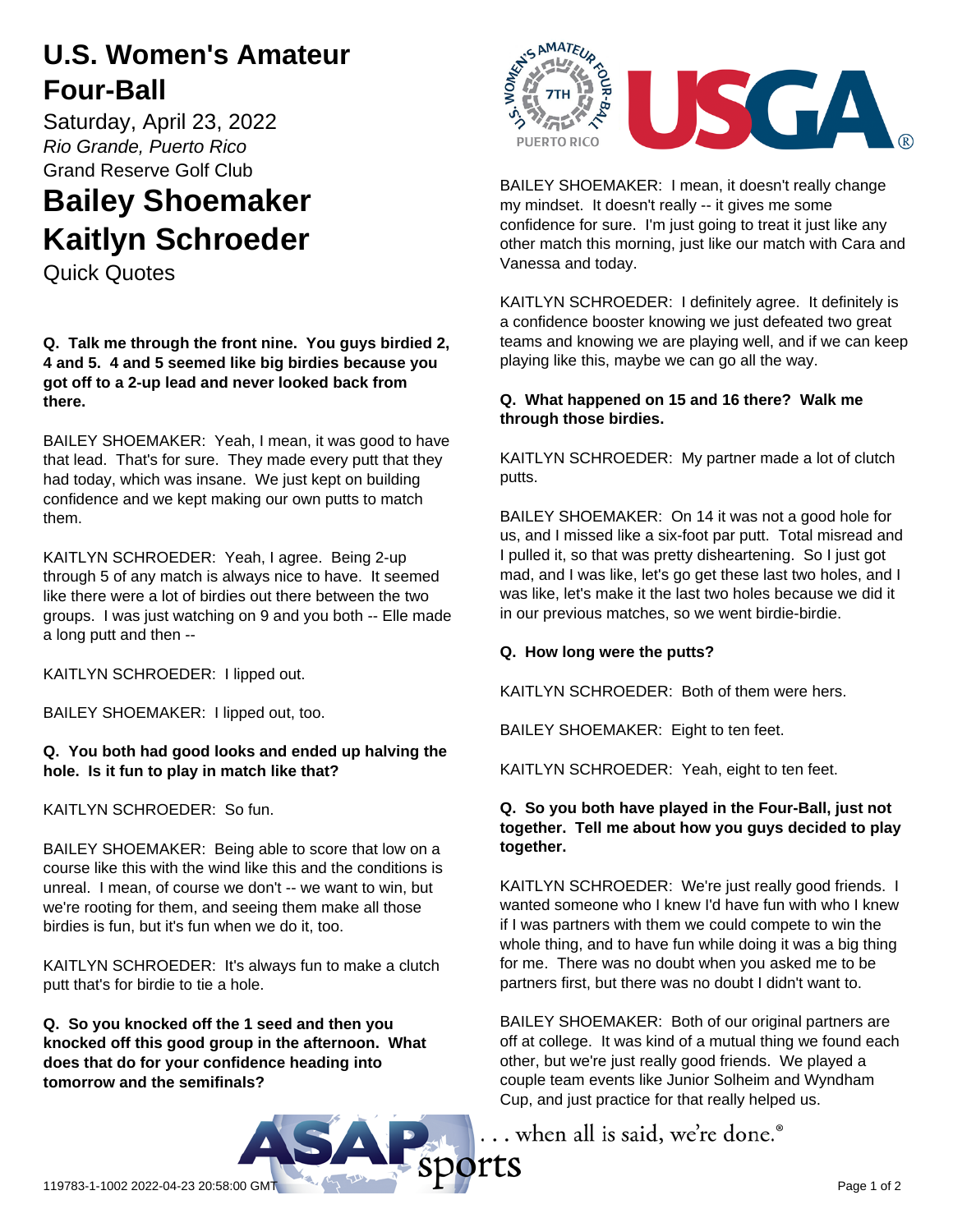# U.S. Women's Amateur Four-Ball

Saturday, April 23, 2022

*Rio Grande, Puerto Rico*

Grand Reserve Golf Club

# Bailey Shoemaker Kaitlyn Schroeder

Quick Quotes

**Q. Talk me through the front nine. You guys birdied 2, 4 and 5. 4 and 5 seemed like big birdies because you got off to a 2-up lead and never looked back from there.**

BAILEY SHOEMAKER: Yeah, I mean, it was good to have that lead. That's for sure. They made every putt that they had today, which was insane. We just kept on building confidence and we kept making our own putts to match them.

KAITLYN SCHROEDER: Yeah, I agree. Being 2-up through 5 of any match is always nice to have. It seemed like there were a lot of birdies out there between the two groups. I was just watching on 9 and you both -- Elle made a long putt and then --

KAITLYN SCHROEDER: I lipped out.

BAILEY SHOEMAKER: I lipped out, too.

**Q. You both had good looks and ended up halving the hole. Is it fun to play in match like that?**

KAITLYN SCHROEDER: So fun.

BAILEY SHOEMAKER: Being able to score that low on a course like this with the wind like this and the conditions is unreal. I mean, of course we don't -- we want to win, but we're rooting for them, and seeing them make all those birdies is fun, but it's fun when we do it, too.

KAITLYN SCHROEDER: It's always fun to make a clutch putt that's for birdie to tie a hole.

**Q. So you knocked off the 1 seed and then you knocked off this good group in the afternoon. What does that do for your confidence heading into tomorrow and the semifinals?**

BAILEY SHOEMAKER: I mean, it doesn't really change my mindset. It doesn't really -- it gives me some confidence for sure. I'm just going to treat it just like any other match this morning, just like our match with Cara and Vanessa and today.

KAITLYN SCHROEDER: I definitely agree. It definitely is a confidence booster knowing we just defeated two great teams and knowing we are playing well, and if we can keep playing like this, maybe we can go all the way.

**Q. What happened on 15 and 16 there? Walk me through those birdies.**

KAITLYN SCHROEDER: My partner made a lot of clutch putts.

BAILEY SHOEMAKER: On 14 it was not a good hole for us, and I missed like a six-foot par putt. Total misread and I pulled it, so that was pretty disheartening. So I just got mad, and I was like, let's go get these last two holes, and I was like, let's make it the last two holes because we did it in our previous matches, so we went birdie-birdie.

**Q. How long were the putts?**

KAITLYN SCHROEDER: Both of them were hers.

BAILEY SHOEMAKER: Eight to ten feet.

KAITLYN SCHROEDER: Yeah, eight to ten feet.

**Q. So you both have played in the Four-Ball, just not together. Tell me about how you guys decided to play together.**

KAITLYN SCHROEDER: We're just really good friends. I wanted someone who I knew I'd have fun with who I knew if I was partners with them we could compete to win the whole thing, and to have fun while doing it was a big thing for me. There was no doubt when you asked me to be partners first, but there was no doubt I didn't want to.

BAILEY SHOEMAKER: Both of our original partners are off at college. It was kind of a mutual thing we found each other, but we're just really good friends. We played a couple team events like Junior Solheim and Wyndham Cup, and just practice for that really helped us.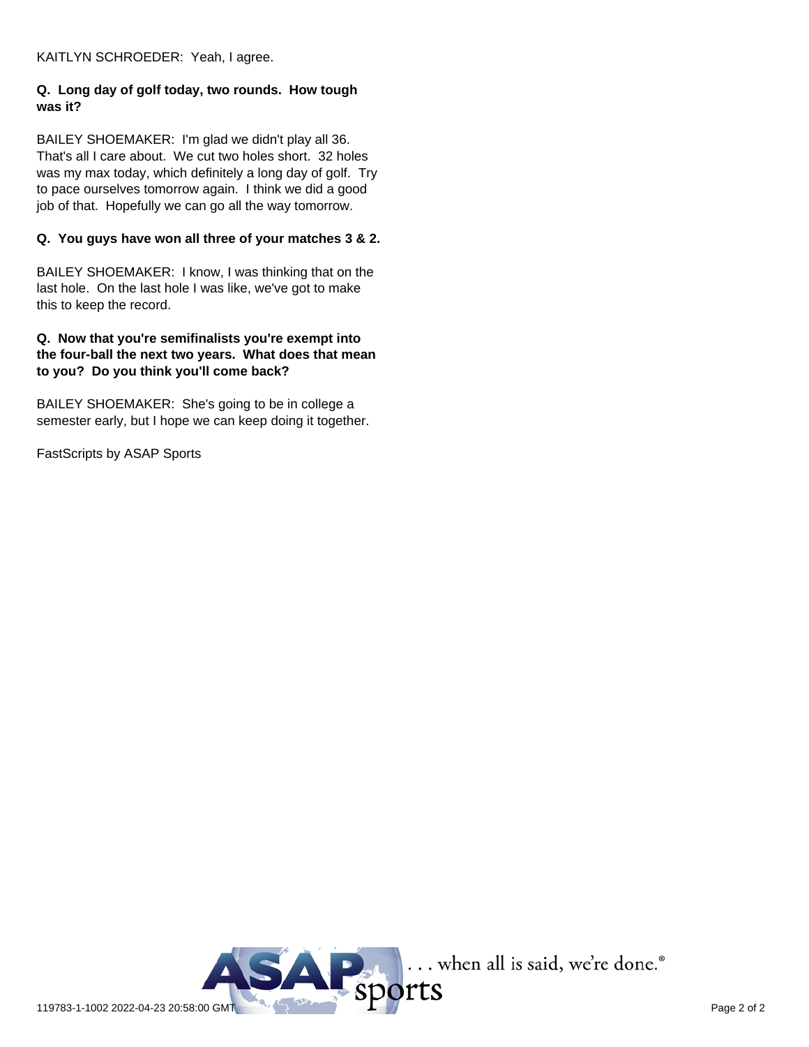KAITLYN SCHROEDER: Yeah, I agree.

**Q. Long day of golf today, two rounds. How tough was it?**

BAILEY SHOEMAKER: I'm glad we didn't play all 36. That's all I care about. We cut two holes short. 32 holes was my max today, which definitely a long day of golf. Try to pace ourselves tomorrow again. I think we did a good job of that. Hopefully we can go all the way tomorrow.

**Q. You guys have won all three of your matches 3 & 2.**

BAILEY SHOEMAKER: I know, I was thinking that on the last hole. On the last hole I was like, we've got to make this to keep the record.

**Q. Now that you're semifinalists you're exempt into the four-ball the next two years. What does that mean to you? Do you think you'll come back?**

BAILEY SHOEMAKER: She's going to be in college a semester early, but I hope we can keep doing it together.

FastScripts by ASAP Sports